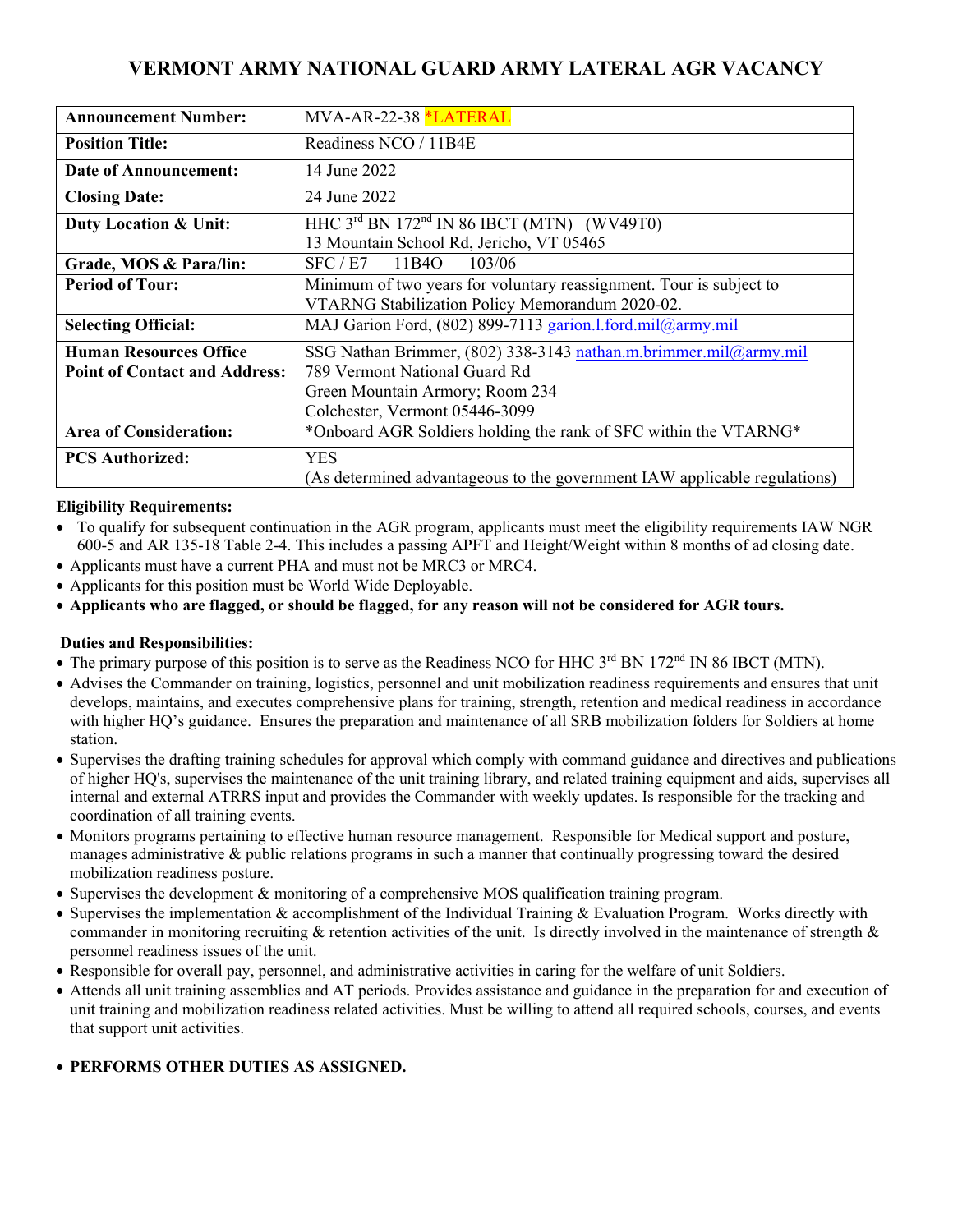# VERMONT ARMY NATIONAL GUARD ARMY LATERAL AGR VACANCY

| | |
|---|---|
| **Announcement Number:** | MVA-AR-22-38 *LATERAL |
| **Position Title:** | Readiness NCO / 11B4E |
| **Date of Announcement:** | 14 June 2022 |
| **Closing Date:** | 24 June 2022 |
| **Duty Location & Unit:** | HHC 3rd BN 172nd IN 86 IBCT (MTN) (WV49T0)<br>13 Mountain School Rd, Jericho, VT 05465 |
| **Grade, MOS & Para/lin:** | SFC / E7 11B4O 103/06 |
| **Period of Tour:** | Minimum of two years for voluntary reassignment. Tour is subject to VTARNG Stabilization Policy Memorandum 2020-02. |
| **Selecting Official:** | MAJ Garion Ford, (802) 899-7113 garion.l.ford.mil@army.mil |
| **Human Resources Office Point of Contact and Address:** | SSG Nathan Brimmer, (802) 338-3143 nathan.m.brimmer.mil@army.mil<br>789 Vermont National Guard Rd<br>Green Mountain Armory; Room 234<br>Colchester, Vermont 05446-3099 |
| **Area of Consideration:** | *Onboard AGR Soldiers holding the rank of SFC within the VTARNG* |
| **PCS Authorized:** | YES<br>(As determined advantageous to the government IAW applicable regulations) |

**Eligibility Requirements:**

- To qualify for subsequent continuation in the AGR program, applicants must meet the eligibility requirements IAW NGR 600-5 and AR 135-18 Table 2-4. This includes a passing APFT and Height/Weight within 8 months of ad closing date.
- Applicants must have a current PHA and must not be MRC3 or MRC4.
- Applicants for this position must be World Wide Deployable.
- **Applicants who are flagged, or should be flagged, for any reason will not be considered for AGR tours.**

**Duties and Responsibilities:**

- The primary purpose of this position is to serve as the Readiness NCO for HHC 3rd BN 172nd IN 86 IBCT (MTN).
- Advises the Commander on training, logistics, personnel and unit mobilization readiness requirements and ensures that unit develops, maintains, and executes comprehensive plans for training, strength, retention and medical readiness in accordance with higher HQ's guidance. Ensures the preparation and maintenance of all SRB mobilization folders for Soldiers at home station.
- Supervises the drafting training schedules for approval which comply with command guidance and directives and publications of higher HQ's, supervises the maintenance of the unit training library, and related training equipment and aids, supervises all internal and external ATRRS input and provides the Commander with weekly updates. Is responsible for the tracking and coordination of all training events.
- Monitors programs pertaining to effective human resource management. Responsible for Medical support and posture, manages administrative & public relations programs in such a manner that continually progressing toward the desired mobilization readiness posture.
- Supervises the development & monitoring of a comprehensive MOS qualification training program.
- Supervises the implementation & accomplishment of the Individual Training & Evaluation Program. Works directly with commander in monitoring recruiting & retention activities of the unit. Is directly involved in the maintenance of strength & personnel readiness issues of the unit.
- Responsible for overall pay, personnel, and administrative activities in caring for the welfare of unit Soldiers.
- Attends all unit training assemblies and AT periods. Provides assistance and guidance in the preparation for and execution of unit training and mobilization readiness related activities. Must be willing to attend all required schools, courses, and events that support unit activities.

- **PERFORMS OTHER DUTIES AS ASSIGNED.**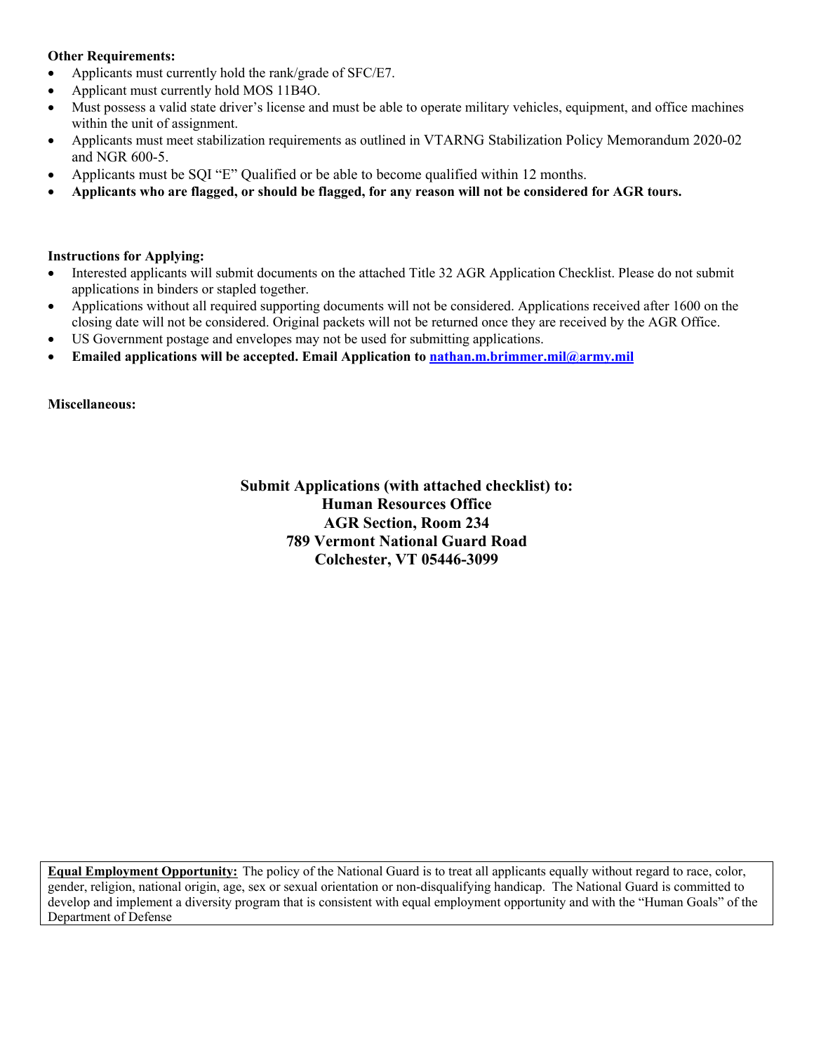**Other Requirements:**

- Applicants must currently hold the rank/grade of SFC/E7.
- Applicant must currently hold MOS 11B4O.
- Must possess a valid state driver's license and must be able to operate military vehicles, equipment, and office machines within the unit of assignment.
- Applicants must meet stabilization requirements as outlined in VTARNG Stabilization Policy Memorandum 2020-02 and NGR 600-5.
- Applicants must be SQI "E" Qualified or be able to become qualified within 12 months.
- **Applicants who are flagged, or should be flagged, for any reason will not be considered for AGR tours.**

**Instructions for Applying:**

- Interested applicants will submit documents on the attached Title 32 AGR Application Checklist. Please do not submit applications in binders or stapled together.
- Applications without all required supporting documents will not be considered. Applications received after 1600 on the closing date will not be considered. Original packets will not be returned once they are received by the AGR Office.
- US Government postage and envelopes may not be used for submitting applications.
- **Emailed applications will be accepted. Email Application to nathan.m.brimmer.mil@army.mil**

**Miscellaneous:**

**Submit Applications (with attached checklist) to:**
**Human Resources Office**
**AGR Section, Room 234**
**789 Vermont National Guard Road**
**Colchester, VT 05446-3099**

**Equal Employment Opportunity:** The policy of the National Guard is to treat all applicants equally without regard to race, color, gender, religion, national origin, age, sex or sexual orientation or non-disqualifying handicap. The National Guard is committed to develop and implement a diversity program that is consistent with equal employment opportunity and with the "Human Goals" of the Department of Defense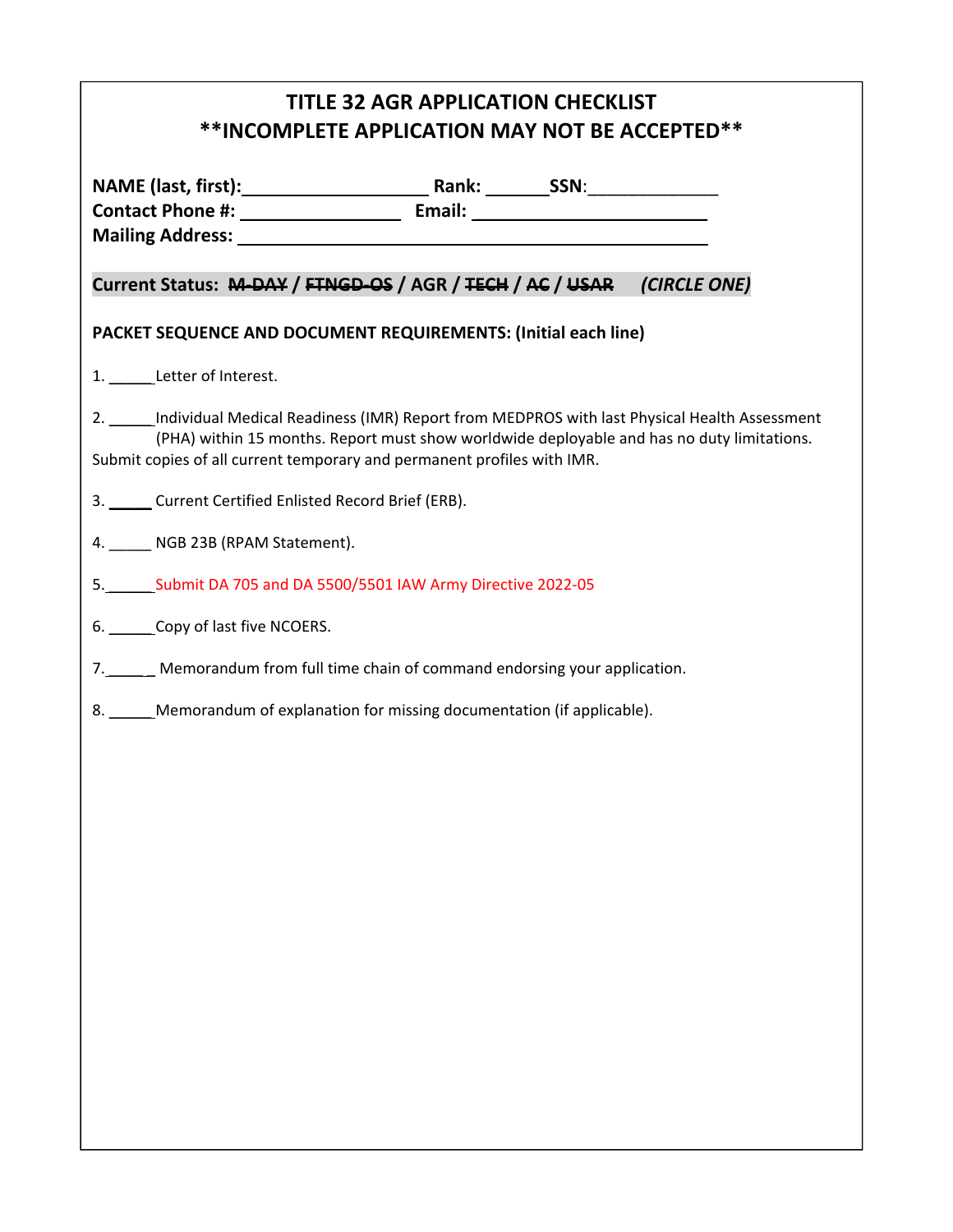# TITLE 32 AGR APPLICATION CHECKLIST
## **INCOMPLETE APPLICATION MAY NOT BE ACCEPTED**

**NAME (last, first):** __________________ **Rank:** ______ **SSN:** _____________
**Contact Phone #:** ________________ **Email:** ________________________
**Mailing Address:** ____________________________________________

**Current Status: ~~M-DAY~~ / ~~FTNGD-OS~~ / AGR / ~~TECH~~ / ~~AC~~ / ~~USAR~~** ***(CIRCLE ONE)***

**PACKET SEQUENCE AND DOCUMENT REQUIREMENTS: (Initial each line)**

1. _____ Letter of Interest.

2. _____ Individual Medical Readiness (IMR) Report from MEDPROS with last Physical Health Assessment (PHA) within 15 months. Report must show worldwide deployable and has no duty limitations. Submit copies of all current temporary and permanent profiles with IMR.

3. _____ Current Certified Enlisted Record Brief (ERB).

4. _____ NGB 23B (RPAM Statement).

5. _____ Submit DA 705 and DA 5500/5501 IAW Army Directive 2022-05

6. _____ Copy of last five NCOERS.

7. _____ Memorandum from full time chain of command endorsing your application.

8. _____ Memorandum of explanation for missing documentation (if applicable).